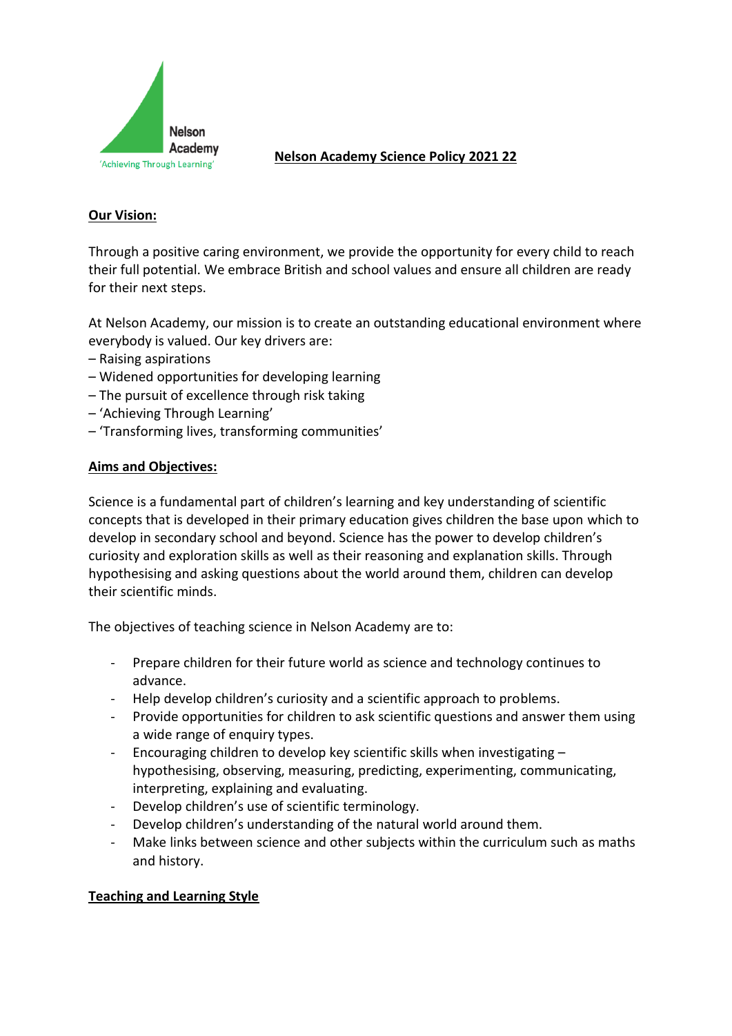Nelson Academy
'Achieving Through Learning'

# Nelson Academy Science Policy 2021 22

## Our Vision:

Through a positive caring environment, we provide the opportunity for every child to reach their full potential. We embrace British and school values and ensure all children are ready for their next steps.

At Nelson Academy, our mission is to create an outstanding educational environment where everybody is valued. Our key drivers are:

– Raising aspirations
– Widened opportunities for developing learning
– The pursuit of excellence through risk taking
– 'Achieving Through Learning'
– 'Transforming lives, transforming communities'

## Aims and Objectives:

Science is a fundamental part of children's learning and key understanding of scientific concepts that is developed in their primary education gives children the base upon which to develop in secondary school and beyond. Science has the power to develop children's curiosity and exploration skills as well as their reasoning and explanation skills. Through hypothesising and asking questions about the world around them, children can develop their scientific minds.

The objectives of teaching science in Nelson Academy are to:

- Prepare children for their future world as science and technology continues to advance.
- Help develop children's curiosity and a scientific approach to problems.
- Provide opportunities for children to ask scientific questions and answer them using a wide range of enquiry types.
- Encouraging children to develop key scientific skills when investigating – hypothesising, observing, measuring, predicting, experimenting, communicating, interpreting, explaining and evaluating.
- Develop children's use of scientific terminology.
- Develop children's understanding of the natural world around them.
- Make links between science and other subjects within the curriculum such as maths and history.

## Teaching and Learning Style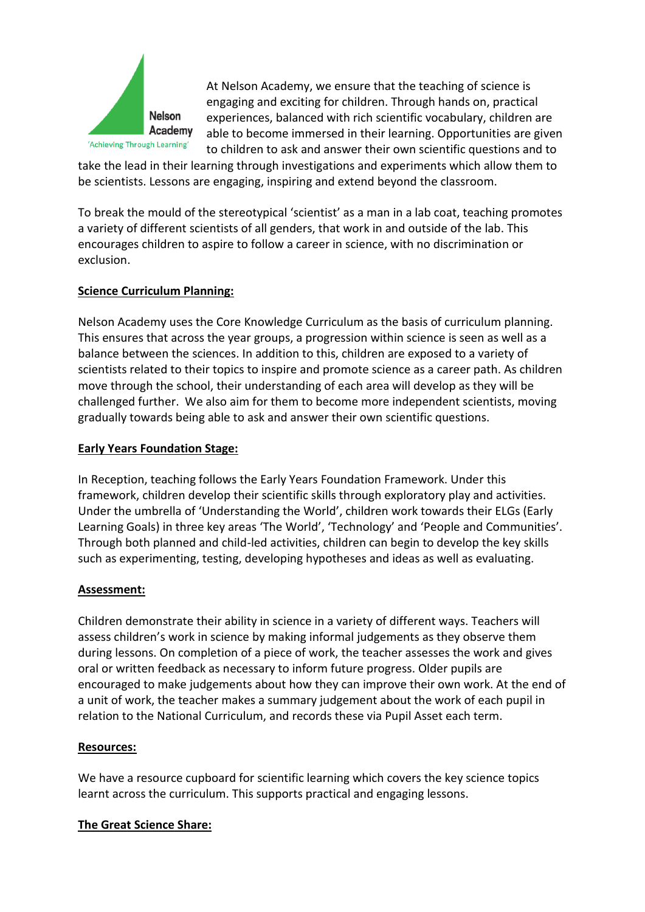At Nelson Academy, we ensure that the teaching of science is engaging and exciting for children. Through hands on, practical experiences, balanced with rich scientific vocabulary, children are able to become immersed in their learning. Opportunities are given to children to ask and answer their own scientific questions and to take the lead in their learning through investigations and experiments which allow them to be scientists. Lessons are engaging, inspiring and extend beyond the classroom.

To break the mould of the stereotypical 'scientist' as a man in a lab coat, teaching promotes a variety of different scientists of all genders, that work in and outside of the lab. This encourages children to aspire to follow a career in science, with no discrimination or exclusion.

**Science Curriculum Planning:**

Nelson Academy uses the Core Knowledge Curriculum as the basis of curriculum planning. This ensures that across the year groups, a progression within science is seen as well as a balance between the sciences. In addition to this, children are exposed to a variety of scientists related to their topics to inspire and promote science as a career path. As children move through the school, their understanding of each area will develop as they will be challenged further. We also aim for them to become more independent scientists, moving gradually towards being able to ask and answer their own scientific questions.

**Early Years Foundation Stage:**

In Reception, teaching follows the Early Years Foundation Framework. Under this framework, children develop their scientific skills through exploratory play and activities. Under the umbrella of 'Understanding the World', children work towards their ELGs (Early Learning Goals) in three key areas 'The World', 'Technology' and 'People and Communities'. Through both planned and child-led activities, children can begin to develop the key skills such as experimenting, testing, developing hypotheses and ideas as well as evaluating.

**Assessment:**

Children demonstrate their ability in science in a variety of different ways. Teachers will assess children's work in science by making informal judgements as they observe them during lessons. On completion of a piece of work, the teacher assesses the work and gives oral or written feedback as necessary to inform future progress. Older pupils are encouraged to make judgements about how they can improve their own work. At the end of a unit of work, the teacher makes a summary judgement about the work of each pupil in relation to the National Curriculum, and records these via Pupil Asset each term.

**Resources:**

We have a resource cupboard for scientific learning which covers the key science topics learnt across the curriculum. This supports practical and engaging lessons.

**The Great Science Share:**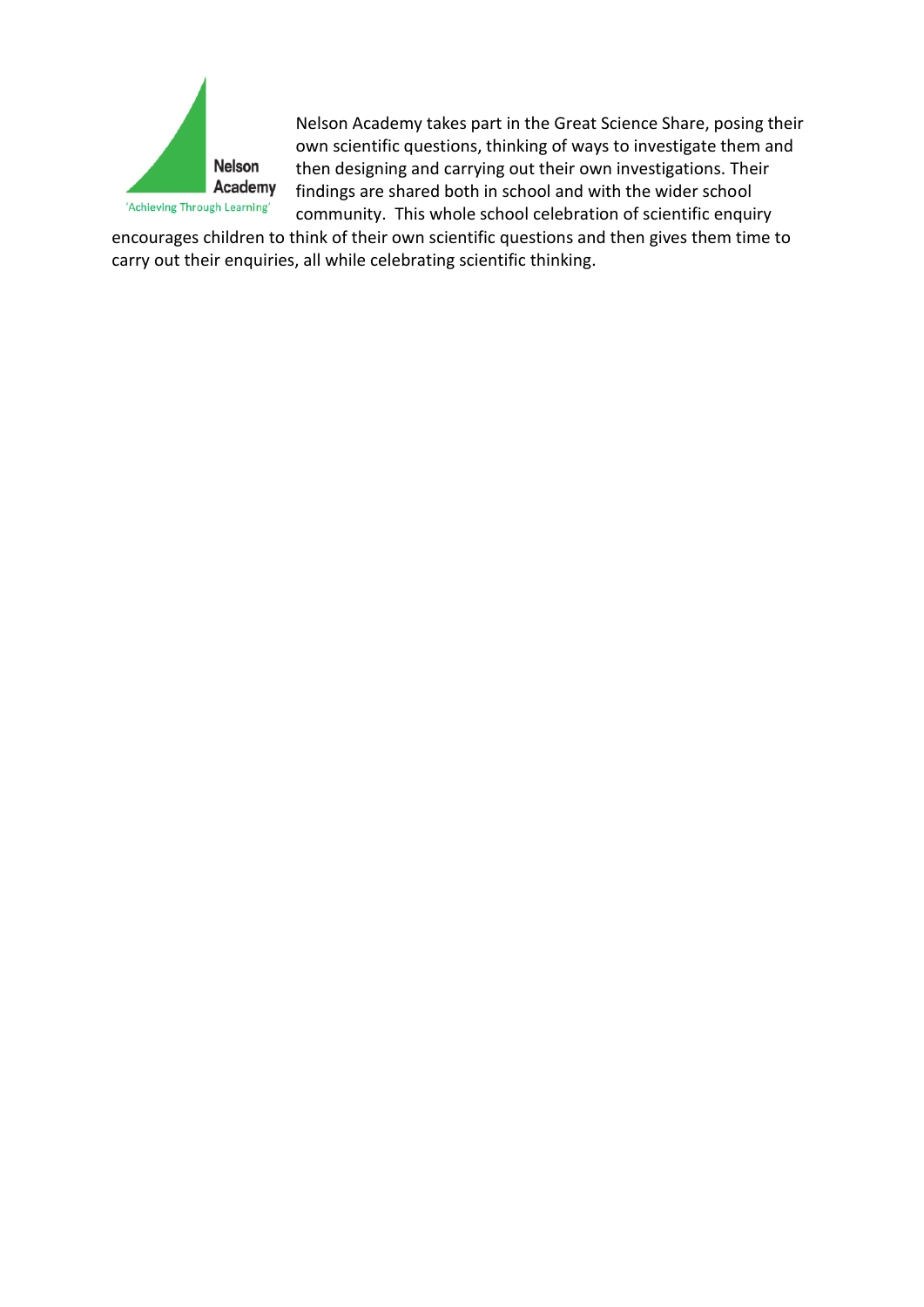Nelson Academy

'Achieving Through Learning'

Nelson Academy takes part in the Great Science Share, posing their own scientific questions, thinking of ways to investigate them and then designing and carrying out their own investigations. Their findings are shared both in school and with the wider school community. This whole school celebration of scientific enquiry encourages children to think of their own scientific questions and then gives them time to carry out their enquiries, all while celebrating scientific thinking.